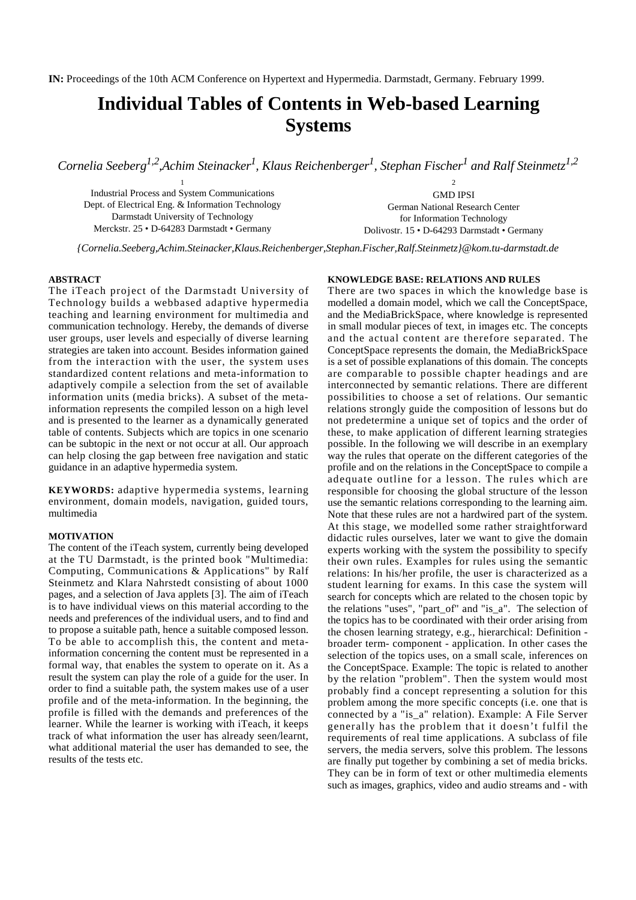**IN:** Proceedings of the 10th ACM Conference on Hypertext and Hypermedia. Darmstadt, Germany. February 1999.

# Individual Tables of Contents in Web-based Learning Systems

*Cornelia Seeberg[1,2], Achim Steinacker[1], Klaus Reichenberger[1], Stephan Fischer[1] and Ralf Steinmetz[1,2]*

[1] Industrial Process and System Communications
Dept. of Electrical Eng. & Information Technology
Darmstadt University of Technology
Merckstr. 25 • D-64283 Darmstadt • Germany

[2] GMD IPSI
German National Research Center
for Information Technology
Dolivostr. 15 • D-64293 Darmstadt • Germany

*{Cornelia.Seeberg,Achim.Steinacker,Klaus.Reichenberger,Stephan.Fischer,Ralf.Steinmetz}@kom.tu-darmstadt.de*

### ABSTRACT

The iTeach project of the Darmstadt University of Technology builds a webbased adaptive hypermedia teaching and learning environment for multimedia and communication technology. Hereby, the demands of diverse user groups, user levels and especially of diverse learning strategies are taken into account. Besides information gained from the interaction with the user, the system uses standardized content relations and meta-information to adaptively compile a selection from the set of available information units (media bricks). A subset of the meta-information represents the compiled lesson on a high level and is presented to the learner as a dynamically generated table of contents. Subjects which are topics in one scenario can be subtopic in the next or not occur at all. Our approach can help closing the gap between free navigation and static guidance in an adaptive hypermedia system.

**KEYWORDS:** adaptive hypermedia systems, learning environment, domain models, navigation, guided tours, multimedia

### MOTIVATION

The content of the iTeach system, currently being developed at the TU Darmstadt, is the printed book "Multimedia: Computing, Communications & Applications" by Ralf Steinmetz and Klara Nahrstedt consisting of about 1000 pages, and a selection of Java applets [3]. The aim of iTeach is to have individual views on this material according to the needs and preferences of the individual users, and to find and to propose a suitable path, hence a suitable composed lesson. To be able to accomplish this, the content and meta-information concerning the content must be represented in a formal way, that enables the system to operate on it. As a result the system can play the role of a guide for the user. In order to find a suitable path, the system makes use of a user profile and of the meta-information. In the beginning, the profile is filled with the demands and preferences of the learner. While the learner is working with iTeach, it keeps track of what information the user has already seen/learnt, what additional material the user has demanded to see, the results of the tests etc.

### KNOWLEDGE BASE: RELATIONS AND RULES

There are two spaces in which the knowledge base is modelled a domain model, which we call the ConceptSpace, and the MediaBrickSpace, where knowledge is represented in small modular pieces of text, in images etc. The concepts and the actual content are therefore separated. The ConceptSpace represents the domain, the MediaBrickSpace is a set of possible explanations of this domain. The concepts are comparable to possible chapter headings and are interconnected by semantic relations. There are different possibilities to choose a set of relations. Our semantic relations strongly guide the composition of lessons but do not predetermine a unique set of topics and the order of these, to make application of different learning strategies possible. In the following we will describe in an exemplary way the rules that operate on the different categories of the profile and on the relations in the ConceptSpace to compile a adequate outline for a lesson. The rules which are responsible for choosing the global structure of the lesson use the semantic relations corresponding to the learning aim. Note that these rules are not a hardwired part of the system. At this stage, we modelled some rather straightforward didactic rules ourselves, later we want to give the domain experts working with the system the possibility to specify their own rules. Examples for rules using the semantic relations: In his/her profile, the user is characterized as a student learning for exams. In this case the system will search for concepts which are related to the chosen topic by the relations "uses", "part_of" and "is_a". The selection of the topics has to be coordinated with their order arising from the chosen learning strategy, e.g., hierarchical: Definition - broader term- component - application. In other cases the selection of the topics uses, on a small scale, inferences on the ConceptSpace. Example: The topic is related to another by the relation "problem". Then the system would most probably find a concept representing a solution for this problem among the more specific concepts (i.e. one that is connected by a "is_a" relation). Example: A File Server generally has the problem that it doesn't fulfil the requirements of real time applications. A subclass of file servers, the media servers, solve this problem. The lessons are finally put together by combining a set of media bricks. They can be in form of text or other multimedia elements such as images, graphics, video and audio streams and - with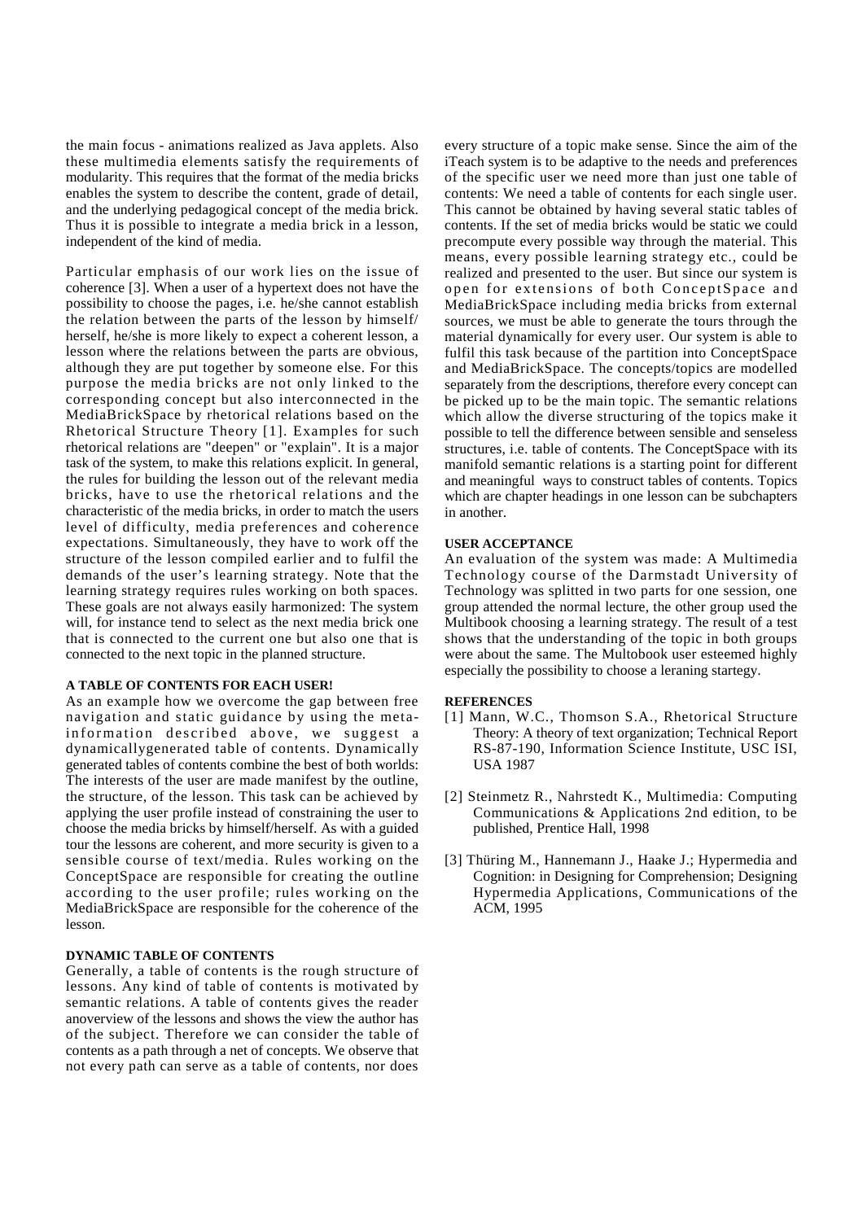the main focus - animations realized as Java applets. Also these multimedia elements satisfy the requirements of modularity. This requires that the format of the media bricks enables the system to describe the content, grade of detail, and the underlying pedagogical concept of the media brick. Thus it is possible to integrate a media brick in a lesson, independent of the kind of media.

Particular emphasis of our work lies on the issue of coherence [3]. When a user of a hypertext does not have the possibility to choose the pages, i.e. he/she cannot establish the relation between the parts of the lesson by himself/ herself, he/she is more likely to expect a coherent lesson, a lesson where the relations between the parts are obvious, although they are put together by someone else. For this purpose the media bricks are not only linked to the corresponding concept but also interconnected in the MediaBrickSpace by rhetorical relations based on the Rhetorical Structure Theory [1]. Examples for such rhetorical relations are "deepen" or "explain". It is a major task of the system, to make this relations explicit. In general, the rules for building the lesson out of the relevant media bricks, have to use the rhetorical relations and the characteristic of the media bricks, in order to match the users level of difficulty, media preferences and coherence expectations. Simultaneously, they have to work off the structure of the lesson compiled earlier and to fulfil the demands of the user's learning strategy. Note that the learning strategy requires rules working on both spaces. These goals are not always easily harmonized: The system will, for instance tend to select as the next media brick one that is connected to the current one but also one that is connected to the next topic in the planned structure.

#### A TABLE OF CONTENTS FOR EACH USER!

As an example how we overcome the gap between free navigation and static guidance by using the meta-information described above, we suggest a dynamicallygenerated table of contents. Dynamically generated tables of contents combine the best of both worlds: The interests of the user are made manifest by the outline, the structure, of the lesson. This task can be achieved by applying the user profile instead of constraining the user to choose the media bricks by himself/herself. As with a guided tour the lessons are coherent, and more security is given to a sensible course of text/media. Rules working on the ConceptSpace are responsible for creating the outline according to the user profile; rules working on the MediaBrickSpace are responsible for the coherence of the lesson.

#### DYNAMIC TABLE OF CONTENTS

Generally, a table of contents is the rough structure of lessons. Any kind of table of contents is motivated by semantic relations. A table of contents gives the reader anoverview of the lessons and shows the view the author has of the subject. Therefore we can consider the table of contents as a path through a net of concepts. We observe that not every path can serve as a table of contents, nor does every structure of a topic make sense. Since the aim of the iTeach system is to be adaptive to the needs and preferences of the specific user we need more than just one table of contents: We need a table of contents for each single user. This cannot be obtained by having several static tables of contents. If the set of media bricks would be static we could precompute every possible way through the material. This means, every possible learning strategy etc., could be realized and presented to the user. But since our system is open for extensions of both ConceptSpace and MediaBrickSpace including media bricks from external sources, we must be able to generate the tours through the material dynamically for every user. Our system is able to fulfil this task because of the partition into ConceptSpace and MediaBrickSpace. The concepts/topics are modelled separately from the descriptions, therefore every concept can be picked up to be the main topic. The semantic relations which allow the diverse structuring of the topics make it possible to tell the difference between sensible and senseless structures, i.e. table of contents. The ConceptSpace with its manifold semantic relations is a starting point for different and meaningful ways to construct tables of contents. Topics which are chapter headings in one lesson can be subchapters in another.

#### USER ACCEPTANCE

An evaluation of the system was made: A Multimedia Technology course of the Darmstadt University of Technology was splitted in two parts for one session, one group attended the normal lecture, the other group used the Multibook choosing a learning strategy. The result of a test shows that the understanding of the topic in both groups were about the same. The Multobook user esteemed highly especially the possibility to choose a leraning startegy.

#### REFERENCES

[1] Mann, W.C., Thomson S.A., Rhetorical Structure Theory: A theory of text organization; Technical Report RS-87-190, Information Science Institute, USC ISI, USA 1987

[2] Steinmetz R., Nahrstedt K., Multimedia: Computing Communications & Applications 2nd edition, to be published, Prentice Hall, 1998

[3] Thüring M., Hannemann J., Haake J.; Hypermedia and Cognition: in Designing for Comprehension; Designing Hypermedia Applications, Communications of the ACM, 1995